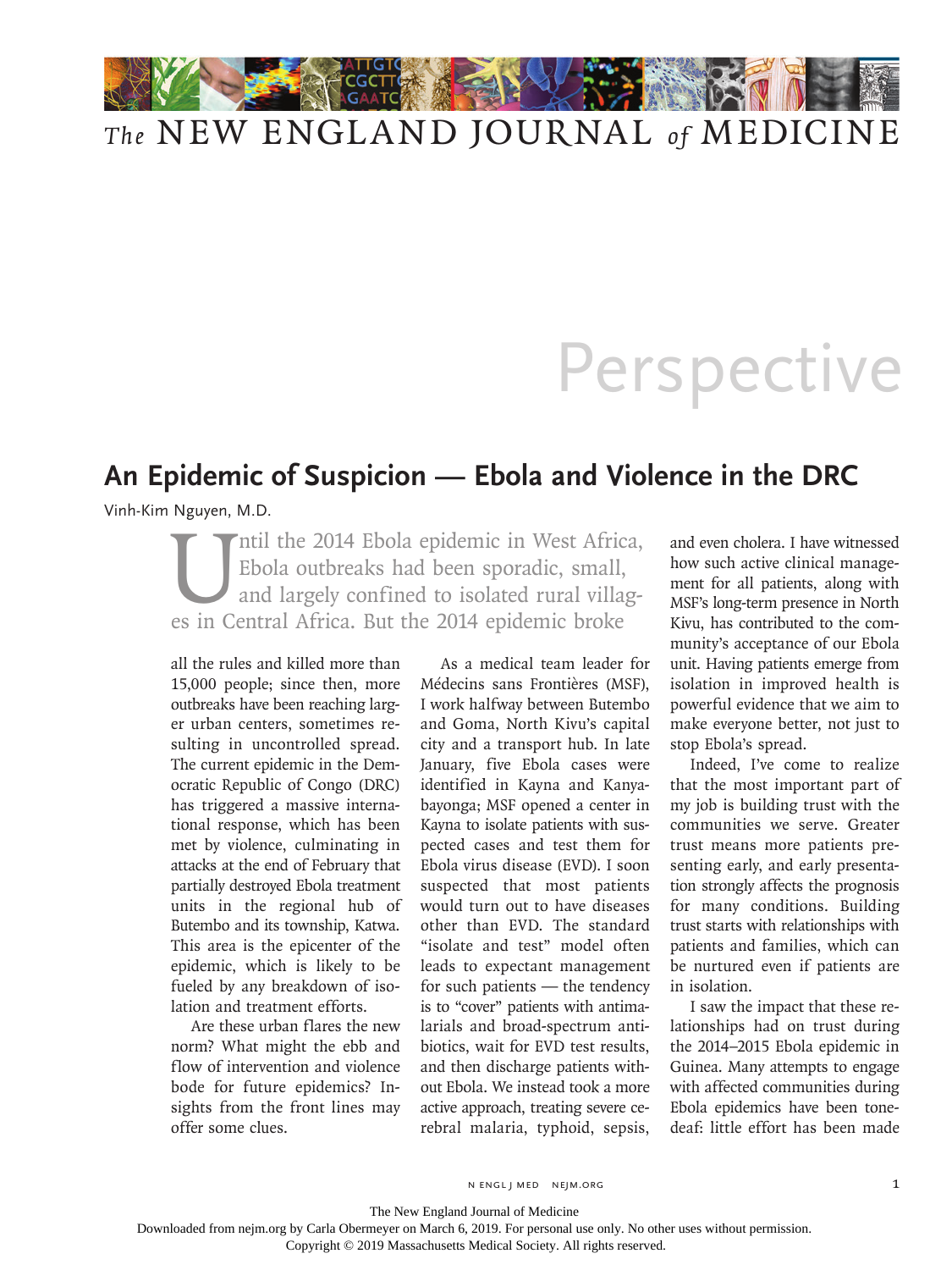# Perspective

## An Epidemic of Suspicion — Ebola and Violence in the DRC

Vinh-Kim Nguyen, M.D.

Until the 2014 Ebola epidemic in West Africa, Ebola outbreaks had been sporadic, small, and largely confined to isolated villages in Central Africa. But the 2014 epidemic broke all the rules and killed more than 15,000 people; since then, more outbreaks have been reaching larger urban centers, sometimes resulting in uncontrolled spread. The current epidemic in the Democratic Republic of Congo (DRC) has triggered a massive international response, which has been met by violence, culminating in attacks at the end of February that partially destroyed Ebola treatment units in the regional hub of Butembo and its township, Katwa. This area is the epicenter of the epidemic, which is likely to be fueled by any breakdown of isolation and treatment efforts.

Are these urban flares the new norm? What might the ebb and flow of intervention and violence bode for future epidemics? Insights from the front lines may offer some clues.

As a medical team leader for Médecins sans Frontières (MSF), I work halfway between Butembo and Goma, North Kivu's capital city and a transport hub. In late January, five Ebola cases were identified in Kayna and Kanyabayonga; MSF opened a center in Kayna to isolate patients with suspected cases and test them for Ebola virus disease (EVD). I soon suspected that most patients would turn out to have diseases other than EVD. The standard "isolate and test" model often leads to expectant management for such patients — the tendency is to "cover" patients with antimalarials and broad-spectrum antibiotics, wait for EVD test results, and then discharge patients without Ebola. We instead took a more active approach, treating severe cerebral malaria, typhoid, sepsis, and even cholera. I have witnessed how such active clinical management for all patients, along with MSF's long-term presence in North Kivu, has contributed to the community's acceptance of our Ebola unit. Having patients emerge from isolation in improved health is powerful evidence that we aim to make everyone better, not just to stop Ebola's spread.

Indeed, I've come to realize that the most important part of my job is building trust with the communities we serve. Greater trust means more patients presenting early, and early presentation strongly affects the prognosis for many conditions. Building trust starts with relationships with patients and families, which can be nurtured even if patients are in isolation.

I saw the impact that these relationships had on trust during the 2014–2015 Ebola epidemic in Guinea. Many attempts to engage with affected communities during Ebola epidemics have been tone-deaf: little effort has been made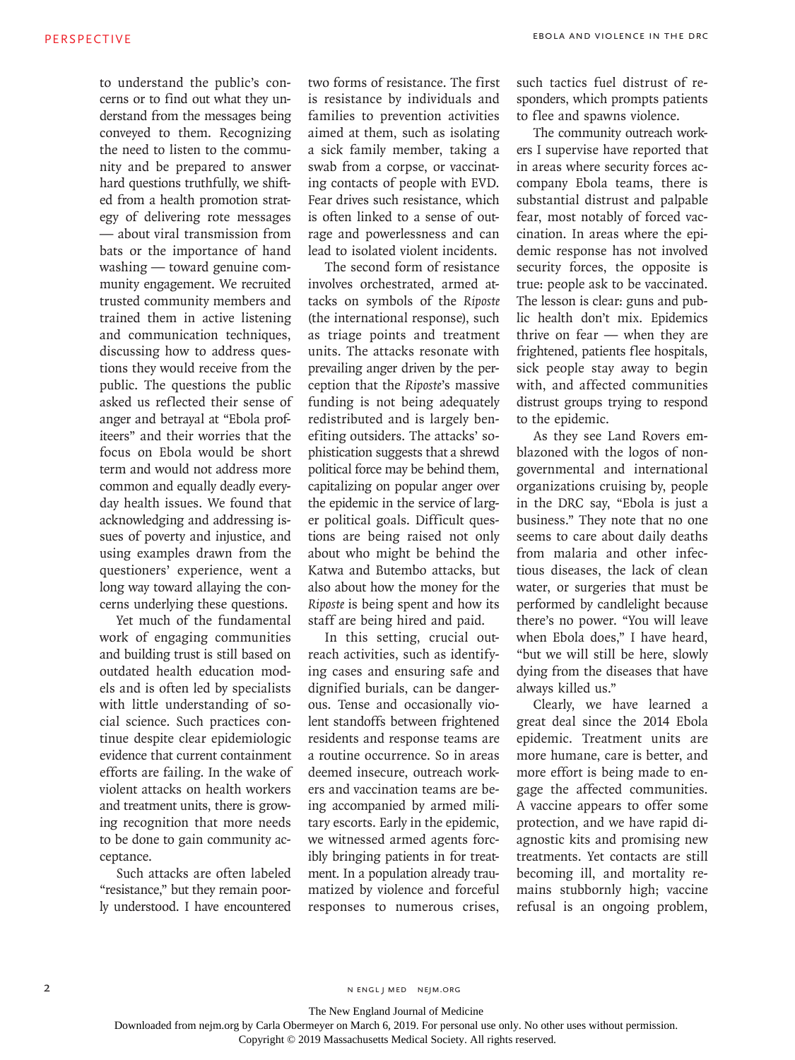to understand the public's concerns or to find out what they understand from the messages being conveyed to them. Recognizing the need to listen to the community and be prepared to answer hard questions truthfully, we shifted from a health promotion strategy of delivering rote messages — about viral transmission from bats or the importance of hand washing — toward genuine community engagement. We recruited trusted community members and trained them in active listening and communication techniques, discussing how to address questions they would receive from the public. The questions the public asked us reflected their sense of anger and betrayal at "Ebola profiteers" and their worries that the focus on Ebola would be short term and would not address more common and equally deadly everyday health issues. We found that acknowledging and addressing issues of poverty and injustice, and using examples drawn from the questioners' experience, went a long way toward allaying the concerns underlying these questions.

Yet much of the fundamental work of engaging communities and building trust is still based on outdated health education models and is often led by specialists with little understanding of social science. Such practices continue despite clear epidemiologic evidence that current containment efforts are failing. In the wake of violent attacks on health workers and treatment units, there is growing recognition that more needs to be done to gain community acceptance.

Such attacks are often labeled "resistance," but they remain poorly understood. I have encountered two forms of resistance. The first is resistance by individuals and families to prevention activities aimed at them, such as isolating a sick family member, taking a swab from a corpse, or vaccinating contacts of people with EVD. Fear drives such resistance, which is often linked to a sense of outrage and powerlessness and can lead to isolated violent incidents.

The second form of resistance involves orchestrated, armed attacks on symbols of the *Riposte* (the international response), such as triage points and treatment units. The attacks resonate with prevailing anger driven by the perception that the *Riposte*'s massive funding is not being adequately redistributed and is largely benefiting outsiders. The attacks' sophistication suggests that a shrewd political force may be behind them, capitalizing on popular anger over the epidemic in the service of larger political goals. Difficult questions are being raised not only about who might be behind the Katwa and Butembo attacks, but also about how the money for the *Riposte* is being spent and how its staff are being hired and paid.

In this setting, crucial outreach activities, such as identifying cases and ensuring safe and dignified burials, can be dangerous. Tense and occasionally violent standoffs between frightened residents and response teams are a routine occurrence. So in areas deemed insecure, outreach workers and vaccination teams are being accompanied by armed military escorts. Early in the epidemic, we witnessed armed agents forcibly bringing patients in for treatment. In a population already traumatized by violence and forceful responses to numerous crises, such tactics fuel distrust of responders, which prompts patients to flee and spawns violence.

The community outreach workers I supervise have reported that in areas where security forces accompany Ebola teams, there is substantial distrust and palpable fear, most notably of forced vaccination. In areas where the epidemic response has not involved security forces, the opposite is true: people ask to be vaccinated. The lesson is clear: guns and public health don't mix. Epidemics thrive on fear — when they are frightened, patients flee hospitals, sick people stay away to begin with, and affected communities distrust groups trying to respond to the epidemic.

As they see Land Rovers emblazoned with the logos of nongovernmental and international organizations cruising by, people in the DRC say, "Ebola is just a business." They note that no one seems to care about daily deaths from malaria and other infectious diseases, the lack of clean water, or surgeries that must be performed by candlelight because there's no power. "You will leave when Ebola does," I have heard, "but we will still be here, slowly dying from the diseases that have always killed us."

Clearly, we have learned a great deal since the 2014 Ebola epidemic. Treatment units are more humane, care is better, and more effort is being made to engage the affected communities. A vaccine appears to offer some protection, and we have rapid diagnostic kits and promising new treatments. Yet contacts are still becoming ill, and mortality remains stubbornly high; vaccine refusal is an ongoing problem,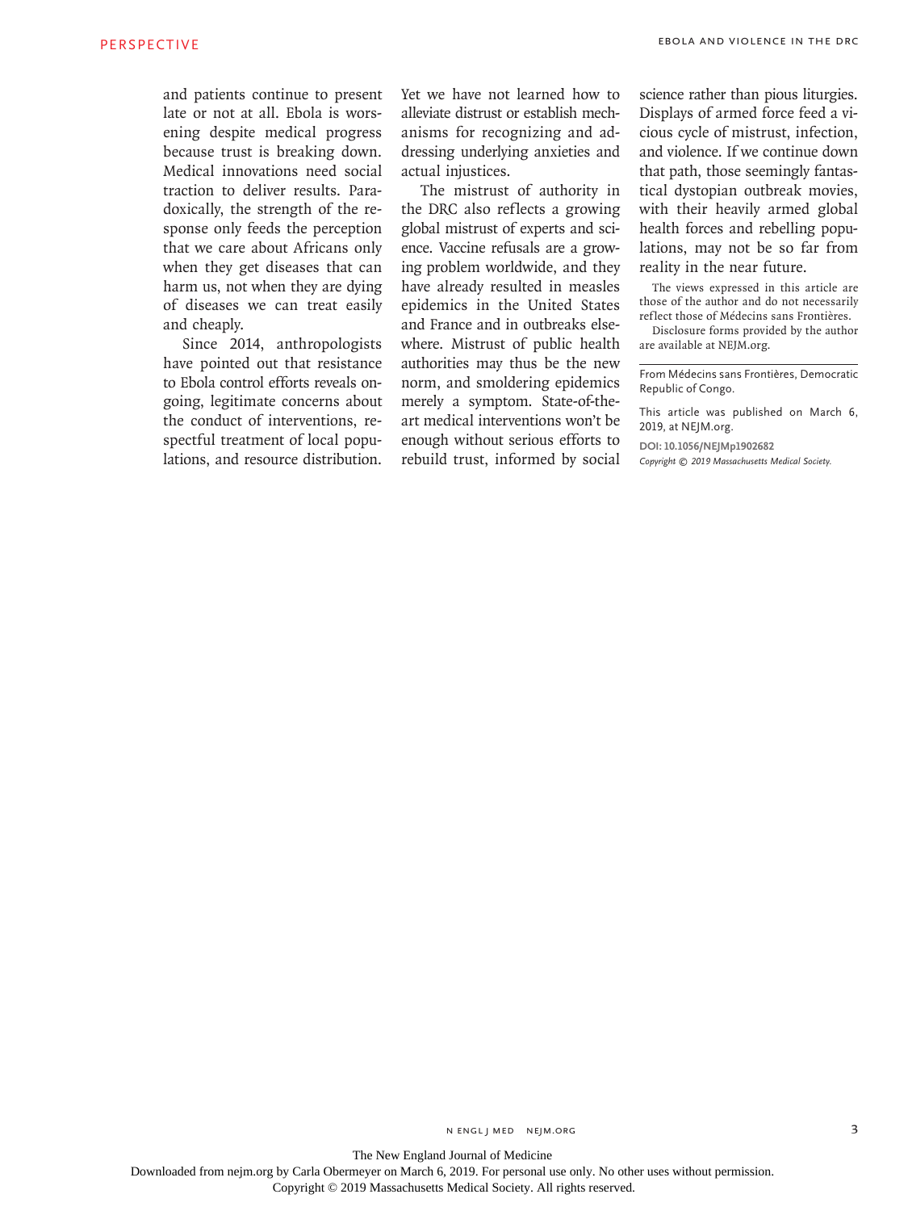and patients continue to present late or not at all. Ebola is worsening despite medical progress because trust is breaking down. Medical innovations need social traction to deliver results. Paradoxically, the strength of the response only feeds the perception that we care about Africans only when they get diseases that can harm us, not when they are dying of diseases we can treat easily and cheaply.

Since 2014, anthropologists have pointed out that resistance to Ebola control efforts reveals ongoing, legitimate concerns about the conduct of interventions, respectful treatment of local populations, and resource distribution. Yet we have not learned how to alleviate distrust or establish mechanisms for recognizing and addressing underlying anxieties and actual injustices.

The mistrust of authority in the DRC also reflects a growing global mistrust of experts and science. Vaccine refusals are a growing problem worldwide, and they have already resulted in measles epidemics in the United States and France and in outbreaks elsewhere. Mistrust of public health authorities may thus be the new norm, and smoldering epidemics merely a symptom. State-of-the-art medical interventions won't be enough without serious efforts to rebuild trust, informed by social science rather than pious liturgies. Displays of armed force feed a vicious cycle of mistrust, infection, and violence. If we continue down that path, those seemingly fantastical dystopian outbreak movies, with their heavily armed global health forces and rebelling populations, may not be so far from reality in the near future.

The views expressed in this article are those of the author and do not necessarily reflect those of Médecins sans Frontières.

Disclosure forms provided by the author are available at NEJM.org.

From Médecins sans Frontières, Democratic Republic of Congo.

This article was published on March 6, 2019, at NEJM.org.

DOI: 10.1056/NEJMp1902682

*Copyright © 2019 Massachusetts Medical Society.*